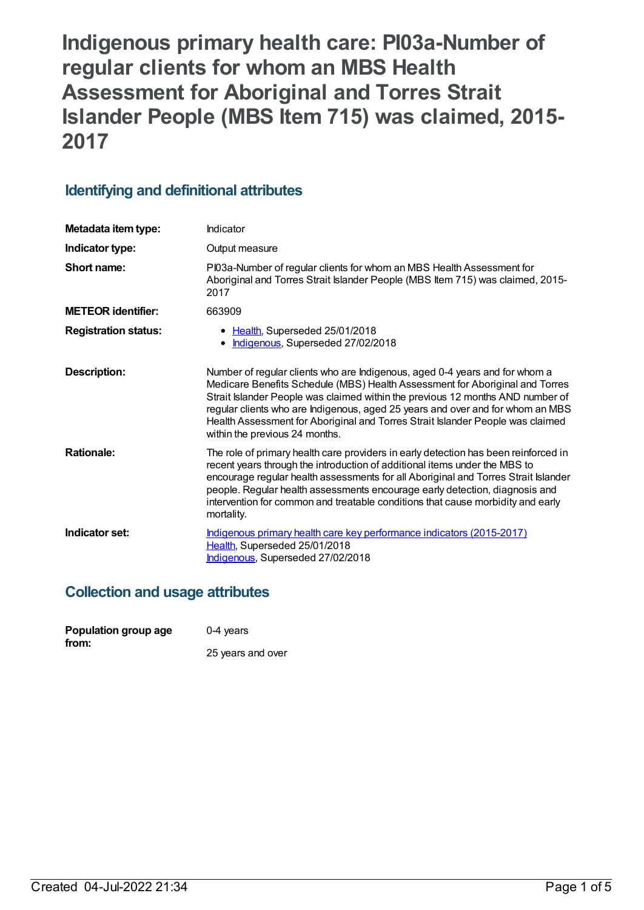# Indigenous primary health care: PI03a-Number of regular clients for whom an MBS Health Assessment for Aboriginal and Torres Strait Islander People (MBS Item 715) was claimed, 2015-2017

## Identifying and definitional attributes

| | |
|---|---|
| **Metadata item type:** | Indicator |
| **Indicator type:** | Output measure |
| **Short name:** | PI03a-Number of regular clients for whom an MBS Health Assessment for Aboriginal and Torres Strait Islander People (MBS Item 715) was claimed, 2015-2017 |
| **METEOR identifier:** | 663909 |
| **Registration status:** | • Health, Superseded 25/01/2018<br>• Indigenous, Superseded 27/02/2018 |
| **Description:** | Number of regular clients who are Indigenous, aged 0-4 years and for whom a Medicare Benefits Schedule (MBS) Health Assessment for Aboriginal and Torres Strait Islander People was claimed within the previous 12 months AND number of regular clients who are Indigenous, aged 25 years and over and for whom an MBS Health Assessment for Aboriginal and Torres Strait Islander People was claimed within the previous 24 months. |
| **Rationale:** | The role of primary health care providers in early detection has been reinforced in recent years through the introduction of additional items under the MBS to encourage regular health assessments for all Aboriginal and Torres Strait Islander people. Regular health assessments encourage early detection, diagnosis and intervention for common and treatable conditions that cause morbidity and early mortality. |
| **Indicator set:** | Indigenous primary health care key performance indicators (2015-2017)<br>Health, Superseded 25/01/2018<br>Indigenous, Superseded 27/02/2018 |

## Collection and usage attributes

| | |
|---|---|
| **Population group age from:** | 0-4 years<br><br>25 years and over |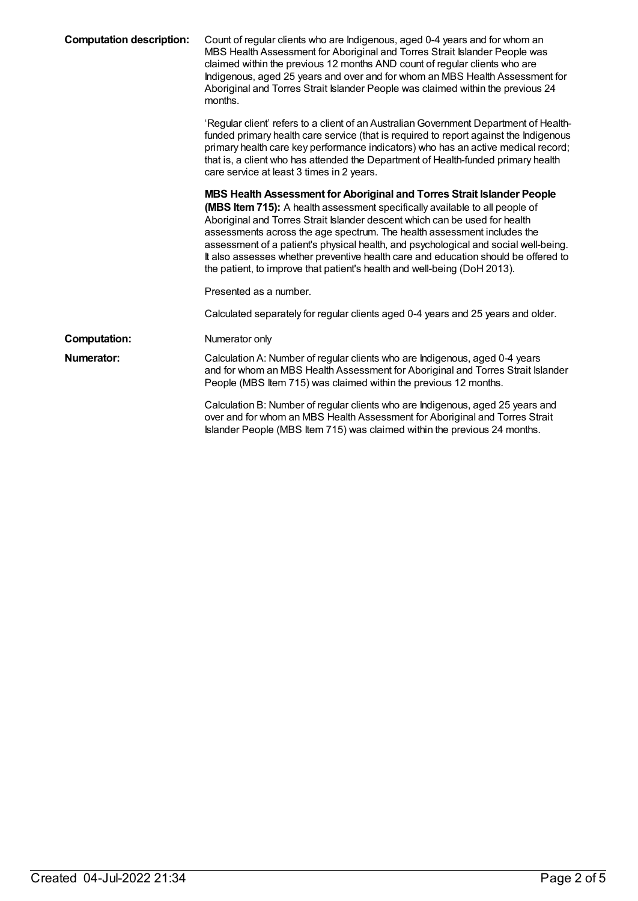**Computation description:** Count of regular clients who are Indigenous, aged 0-4 years and for whom an MBS Health Assessment for Aboriginal and Torres Strait Islander People was claimed within the previous 12 months AND count of regular clients who are Indigenous, aged 25 years and over and for whom an MBS Health Assessment for Aboriginal and Torres Strait Islander People was claimed within the previous 24 months.

'Regular client' refers to a client of an Australian Government Department of Health-funded primary health care service (that is required to report against the Indigenous primary health care key performance indicators) who has an active medical record; that is, a client who has attended the Department of Health-funded primary health care service at least 3 times in 2 years.

**MBS Health Assessment for Aboriginal and Torres Strait Islander People (MBS Item 715):** A health assessment specifically available to all people of Aboriginal and Torres Strait Islander descent which can be used for health assessments across the age spectrum. The health assessment includes the assessment of a patient's physical health, and psychological and social well-being. It also assesses whether preventive health care and education should be offered to the patient, to improve that patient's health and well-being (DoH 2013).

Presented as a number.

Calculated separately for regular clients aged 0-4 years and 25 years and older.

**Computation:** Numerator only

**Numerator:** Calculation A: Number of regular clients who are Indigenous, aged 0-4 years and for whom an MBS Health Assessment for Aboriginal and Torres Strait Islander People (MBS Item 715) was claimed within the previous 12 months.

Calculation B: Number of regular clients who are Indigenous, aged 25 years and over and for whom an MBS Health Assessment for Aboriginal and Torres Strait Islander People (MBS Item 715) was claimed within the previous 24 months.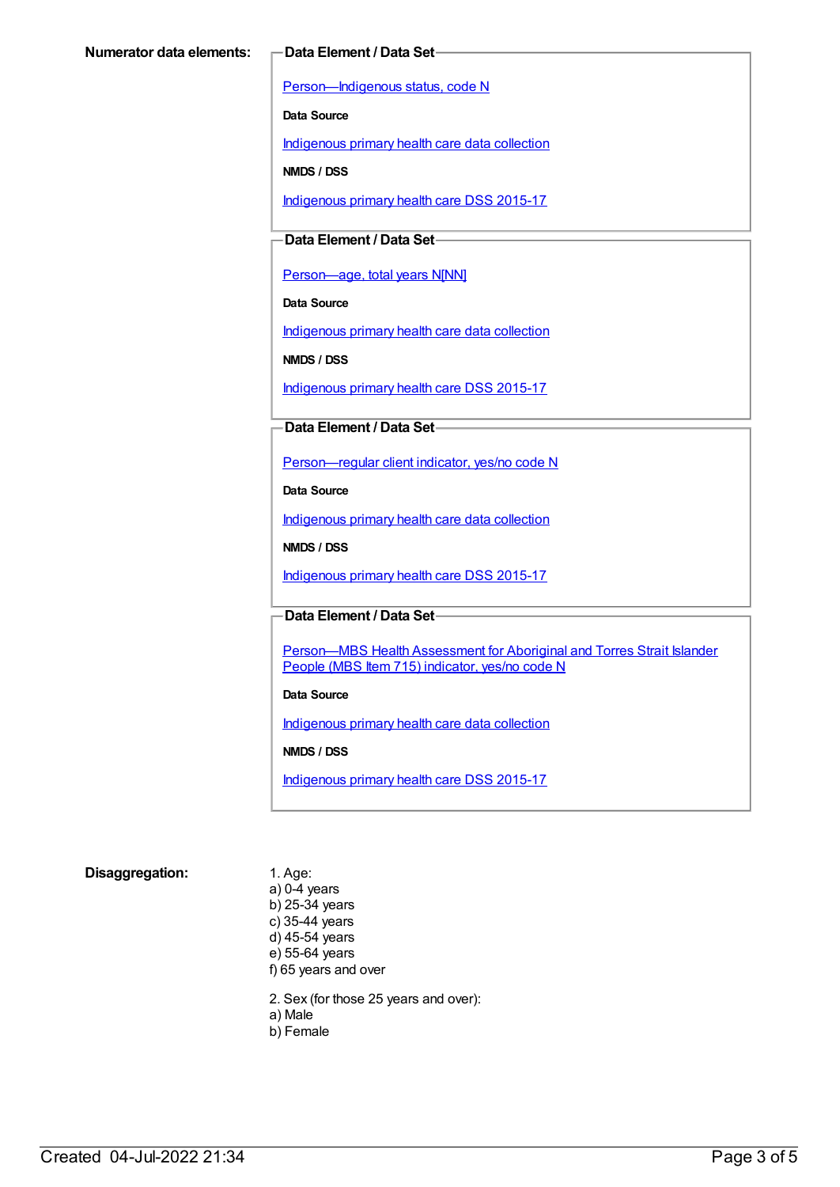**Numerator data elements:**

**Data Element / Data Set**

Person—Indigenous status, code N

**Data Source**

Indigenous primary health care data collection

**NMDS / DSS**

Indigenous primary health care DSS 2015-17

**Data Element / Data Set**

Person—age, total years N[NN]

**Data Source**

Indigenous primary health care data collection

**NMDS / DSS**

Indigenous primary health care DSS 2015-17

**Data Element / Data Set**

Person—regular client indicator, yes/no code N

**Data Source**

Indigenous primary health care data collection

**NMDS / DSS**

Indigenous primary health care DSS 2015-17

**Data Element / Data Set**

Person—MBS Health Assessment for Aboriginal and Torres Strait Islander People (MBS Item 715) indicator, yes/no code N

**Data Source**

Indigenous primary health care data collection

**NMDS / DSS**

Indigenous primary health care DSS 2015-17

**Disaggregation:**

1. Age:
a) 0-4 years
b) 25-34 years
c) 35-44 years
d) 45-54 years
e) 55-64 years
f) 65 years and over

2. Sex (for those 25 years and over):
a) Male
b) Female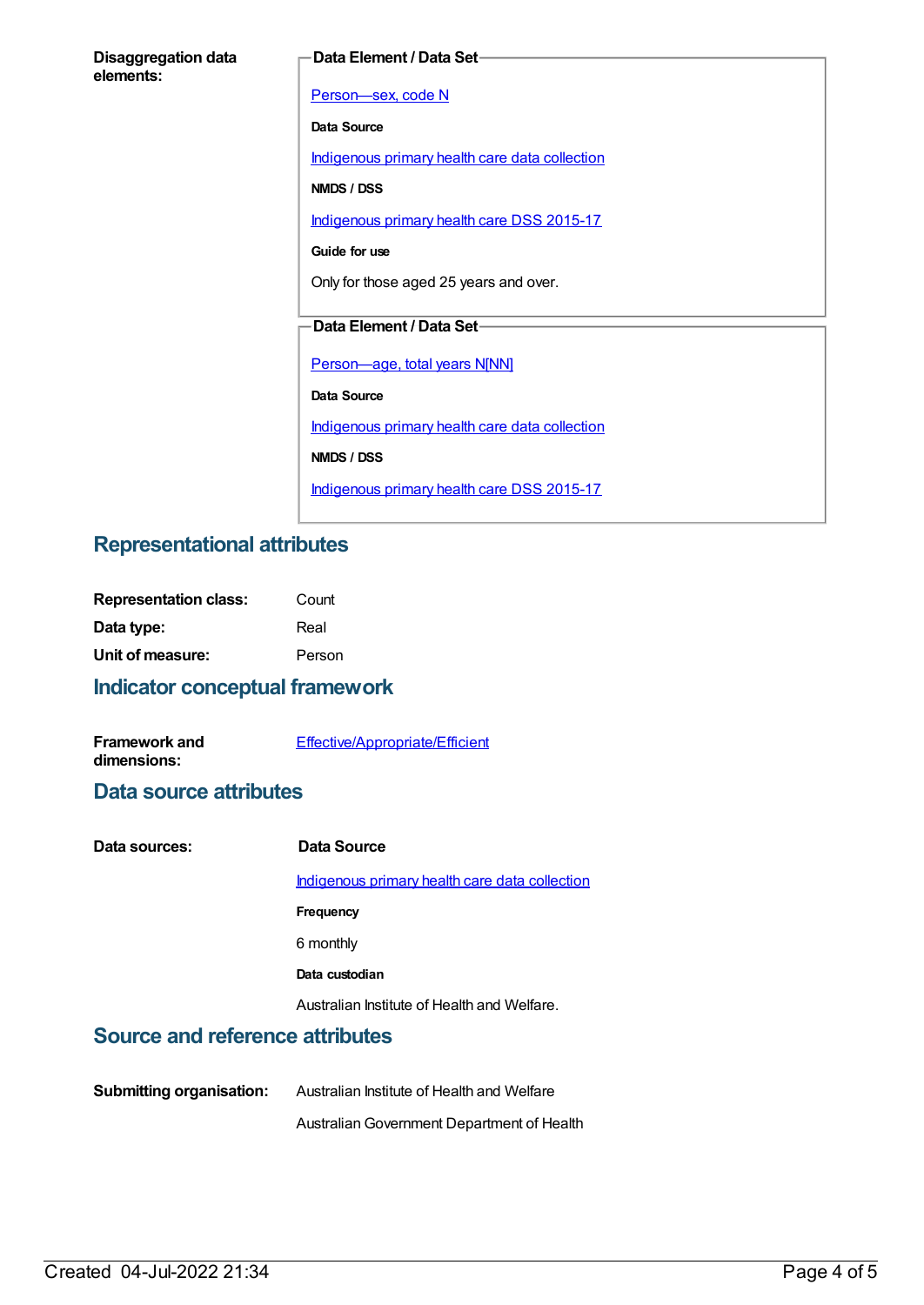**Disaggregation data elements:**

**Data Element / Data Set**

Person—sex, code N

**Data Source**

Indigenous primary health care data collection

**NMDS / DSS**

Indigenous primary health care DSS 2015-17

**Guide for use**

Only for those aged 25 years and over.

**Data Element / Data Set**

Person—age, total years N[NN]

**Data Source**

Indigenous primary health care data collection

**NMDS / DSS**

Indigenous primary health care DSS 2015-17

## Representational attributes

**Representation class:** Count

**Data type:** Real

**Unit of measure:** Person

## Indicator conceptual framework

**Framework and dimensions:** Effective/Appropriate/Efficient

## Data source attributes

**Data sources:**

**Data Source**

Indigenous primary health care data collection

**Frequency**

6 monthly

**Data custodian**

Australian Institute of Health and Welfare.

## Source and reference attributes

**Submitting organisation:** Australian Institute of Health and Welfare

Australian Government Department of Health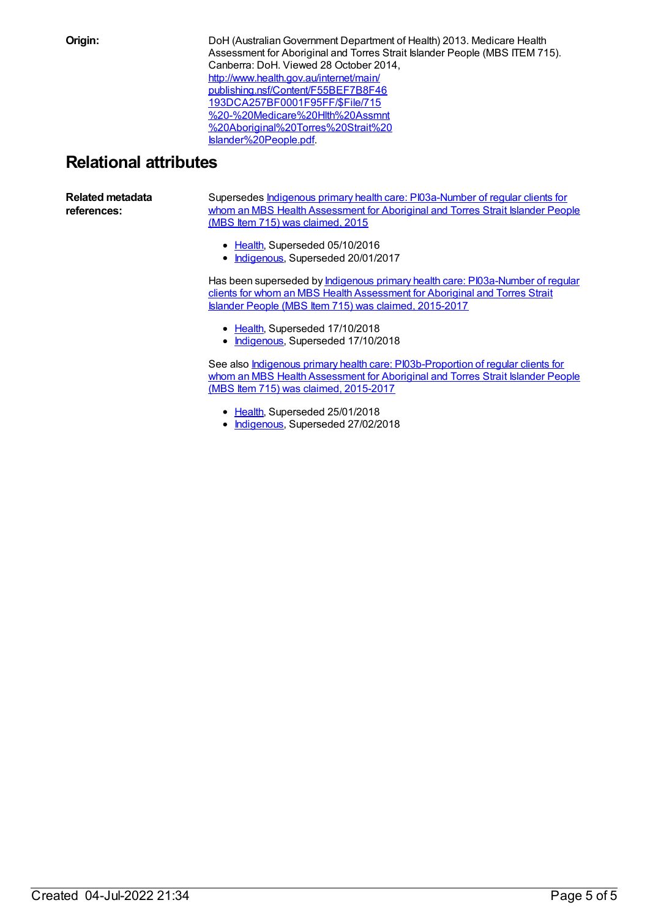**Origin:** DoH (Australian Government Department of Health) 2013. Medicare Health Assessment for Aboriginal and Torres Strait Islander People (MBS ITEM 715). Canberra: DoH. Viewed 28 October 2014, http://www.health.gov.au/internet/main/publishing.nsf/Content/F55BEF7B8F46193DCA257BF0001F95FF/$File/715%20-%20Medicare%20Hlth%20Assmnt%20Aboriginal%20Torres%20Strait%20Islander%20People.pdf.

## Relational attributes

**Related metadata references:**

Supersedes Indigenous primary health care: PI03a-Number of regular clients for whom an MBS Health Assessment for Aboriginal and Torres Strait Islander People (MBS Item 715) was claimed, 2015

- Health, Superseded 05/10/2016
- Indigenous, Superseded 20/01/2017

Has been superseded by Indigenous primary health care: PI03a-Number of regular clients for whom an MBS Health Assessment for Aboriginal and Torres Strait Islander People (MBS Item 715) was claimed, 2015-2017

- Health, Superseded 17/10/2018
- Indigenous, Superseded 17/10/2018

See also Indigenous primary health care: PI03b-Proportion of regular clients for whom an MBS Health Assessment for Aboriginal and Torres Strait Islander People (MBS Item 715) was claimed, 2015-2017

- Health, Superseded 25/01/2018
- Indigenous, Superseded 27/02/2018